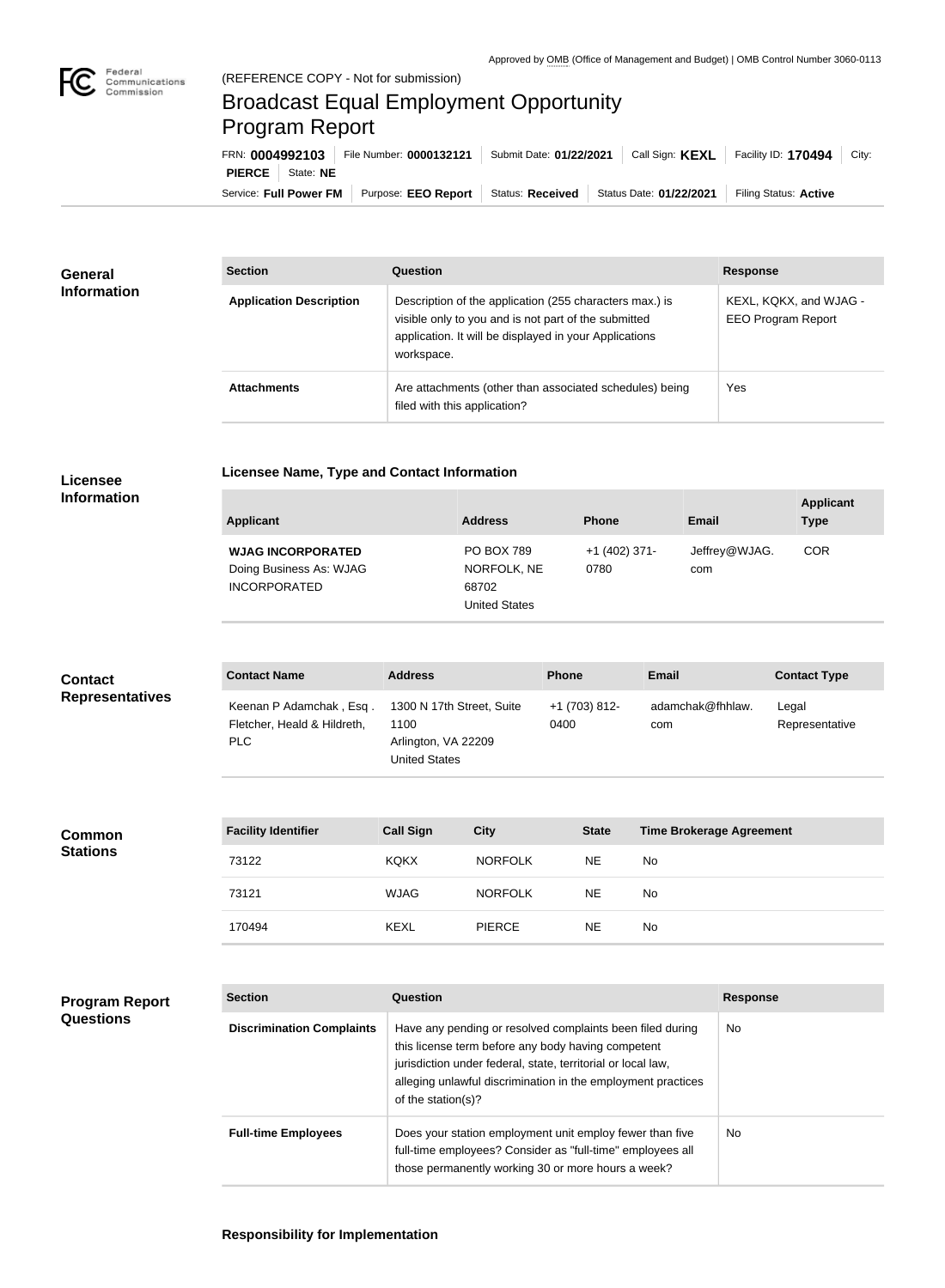Approved by OMB (Office of Management and Budget) | OMB Control Number 3060-0113

(REFERENCE COPY - Not for submission)

# Broadcast Equal Employment Opportunity Program Report

FRN: **0004992103** | File Number: **0000132121** | Submit Date: **01/22/2021** | Call Sign: **KEXL** | Facility ID: **170494** | City: **PIERCE** | State: **NE**

Service: **Full Power FM** | Purpose: **EEO Report** | Status: **Received** | Status Date: **01/22/2021** | Filing Status: **Active**

## General Information

| Section | Question | Response |
| --- | --- | --- |
| **Application Description** | Description of the application (255 characters max.) is visible only to you and is not part of the submitted application. It will be displayed in your Applications workspace. | KEXL, KQKX, and WJAG - EEO Program Report |
| **Attachments** | Are attachments (other than associated schedules) being filed with this application? | Yes |

## Licensee Information

### Licensee Name, Type and Contact Information

| Applicant | Address | Phone | Email | Applicant Type |
| --- | --- | --- | --- | --- |
| **WJAG INCORPORATED** Doing Business As: WJAG INCORPORATED | PO BOX 789 NORFOLK, NE 68702 United States | +1 (402) 371-0780 | Jeffrey@WJAG.com | COR |

## Contact Representatives

| Contact Name | Address | Phone | Email | Contact Type |
| --- | --- | --- | --- | --- |
| Keenan P Adamchak , Esq . Fletcher, Heald & Hildreth, PLC | 1300 N 17th Street, Suite 1100 Arlington, VA 22209 United States | +1 (703) 812-0400 | adamchak@fhhlaw.com | Legal Representative |

## Common Stations

| Facility Identifier | Call Sign | City | State | Time Brokerage Agreement |
| --- | --- | --- | --- | --- |
| 73122 | KQKX | NORFOLK | NE | No |
| 73121 | WJAG | NORFOLK | NE | No |
| 170494 | KEXL | PIERCE | NE | No |

## Program Report Questions

| Section | Question | Response |
| --- | --- | --- |
| **Discrimination Complaints** | Have any pending or resolved complaints been filed during this license term before any body having competent jurisdiction under federal, state, territorial or local law, alleging unlawful discrimination in the employment practices of the station(s)? | No |
| **Full-time Employees** | Does your station employment unit employ fewer than five full-time employees? Consider as "full-time" employees all those permanently working 30 or more hours a week? | No |

### Responsibility for Implementation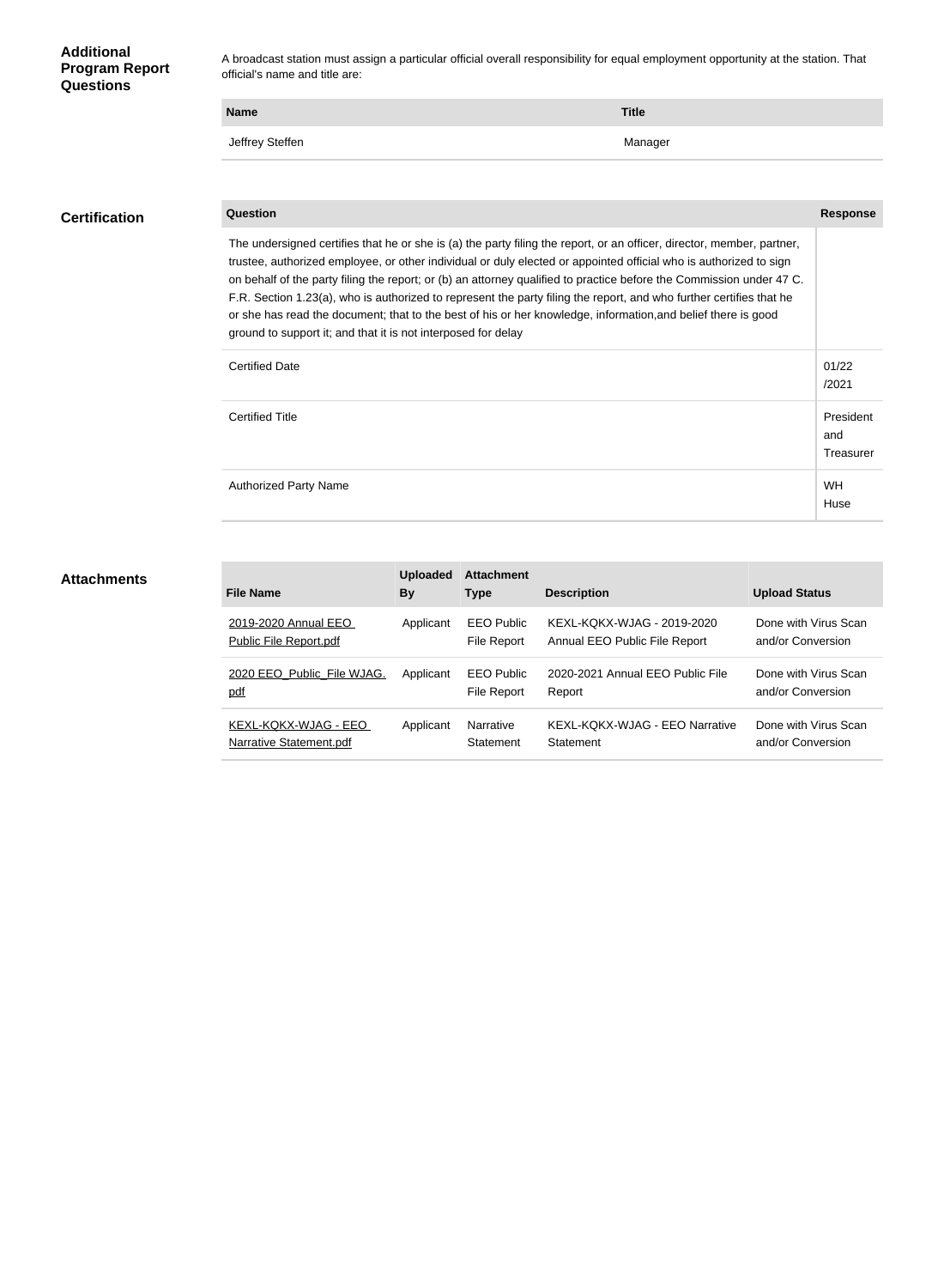## Additional Program Report Questions

A broadcast station must assign a particular official overall responsibility for equal employment opportunity at the station. That official's name and title are:

| Name | Title |
| --- | --- |
| Jeffrey Steffen | Manager |

## Certification

| Question | Response |
| --- | --- |
| The undersigned certifies that he or she is (a) the party filing the report, or an officer, director, member, partner, trustee, authorized employee, or other individual or duly elected or appointed official who is authorized to sign on behalf of the party filing the report; or (b) an attorney qualified to practice before the Commission under 47 C.F.R. Section 1.23(a), who is authorized to represent the party filing the report, and who further certifies that he or she has read the document; that to the best of his or her knowledge, information,and belief there is good ground to support it; and that it is not interposed for delay | |
| Certified Date | 01/22/2021 |
| Certified Title | President and Treasurer |
| Authorized Party Name | WH Huse |

## Attachments

| File Name | Uploaded By | Attachment Type | Description | Upload Status |
| --- | --- | --- | --- | --- |
| 2019-2020 Annual EEO Public File Report.pdf | Applicant | EEO Public File Report | KEXL-KQKX-WJAG - 2019-2020 Annual EEO Public File Report | Done with Virus Scan and/or Conversion |
| 2020 EEO_Public_File WJAG.pdf | Applicant | EEO Public File Report | 2020-2021 Annual EEO Public File Report | Done with Virus Scan and/or Conversion |
| KEXL-KQKX-WJAG - EEO Narrative Statement.pdf | Applicant | Narrative Statement | KEXL-KQKX-WJAG - EEO Narrative Statement | Done with Virus Scan and/or Conversion |